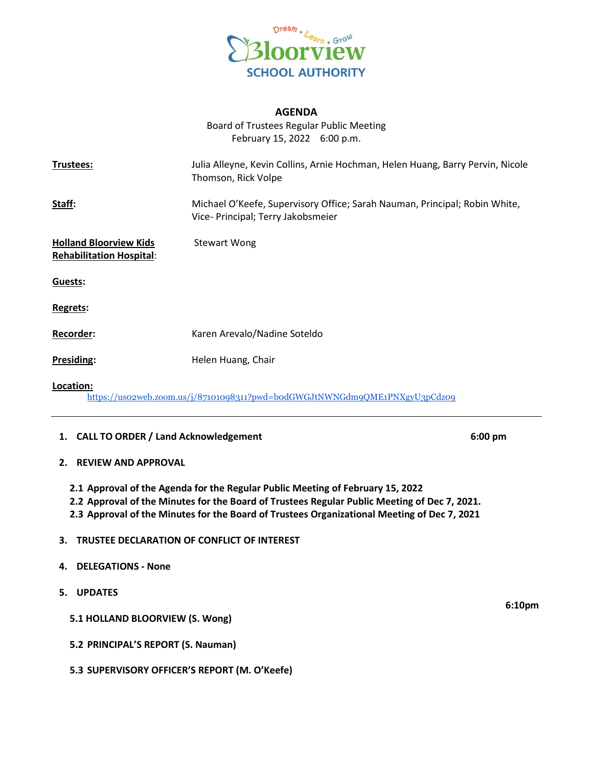Dream . Learn . Grow

Bloorview

SCHOOL AUTHORITY

# AGENDA

Board of Trustees Regular Public Meeting
February 15, 2022 6:00 p.m.

**Trustees:** Julia Alleyne, Kevin Collins, Arnie Hochman, Helen Huang, Barry Pervin, Nicole Thomson, Rick Volpe

**Staff:** Michael O'Keefe, Supervisory Office; Sarah Nauman, Principal; Robin White, Vice- Principal; Terry Jakobsmeier

**Holland Bloorview Kids Rehabilitation Hospital:** Stewart Wong

**Guests:**

**Regrets:**

**Recorder:** Karen Arevalo/Nadine Soteldo

**Presiding:** Helen Huang, Chair

**Location:**
https://us02web.zoom.us/j/87101098311?pwd=b0dGWGJtNWNGdm9QME1PNXgyU3pCdz09

---

1. **CALL TO ORDER / Land Acknowledgement** **6:00 pm**

2. **REVIEW AND APPROVAL**

   **2.1 Approval of the Agenda for the Regular Public Meeting of February 15, 2022**
   **2.2 Approval of the Minutes for the Board of Trustees Regular Public Meeting of Dec 7, 2021.**
   **2.3 Approval of the Minutes for the Board of Trustees Organizational Meeting of Dec 7, 2021**

3. **TRUSTEE DECLARATION OF CONFLICT OF INTEREST**

4. **DELEGATIONS - None**

5. **UPDATES** **6:10pm**

   **5.1 HOLLAND BLOORVIEW (S. Wong)**

   **5.2 PRINCIPAL'S REPORT (S. Nauman)**

   **5.3 SUPERVISORY OFFICER'S REPORT (M. O'Keefe)**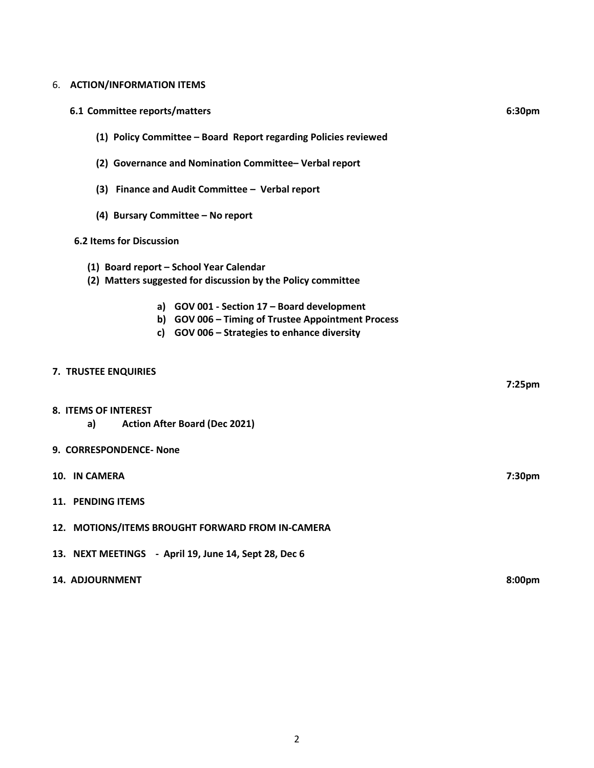6. **ACTION/INFORMATION ITEMS**

**6.1 Committee reports/matters** **6:30pm**

**(1) Policy Committee – Board Report regarding Policies reviewed**

**(2) Governance and Nomination Committee– Verbal report**

**(3) Finance and Audit Committee – Verbal report**

**(4) Bursary Committee – No report**

**6.2 Items for Discussion**

**(1) Board report – School Year Calendar**
**(2) Matters suggested for discussion by the Policy committee**

**a) GOV 001 - Section 17 – Board development**
**b) GOV 006 – Timing of Trustee Appointment Process**
**c) GOV 006 – Strategies to enhance diversity**

**7. TRUSTEE ENQUIRIES** **7:25pm**

**8. ITEMS OF INTEREST**
**a) Action After Board (Dec 2021)**

**9. CORRESPONDENCE- None**

**10. IN CAMERA** **7:30pm**

**11. PENDING ITEMS**

**12. MOTIONS/ITEMS BROUGHT FORWARD FROM IN-CAMERA**

**13. NEXT MEETINGS - April 19, June 14, Sept 28, Dec 6**

**14. ADJOURNMENT** **8:00pm**